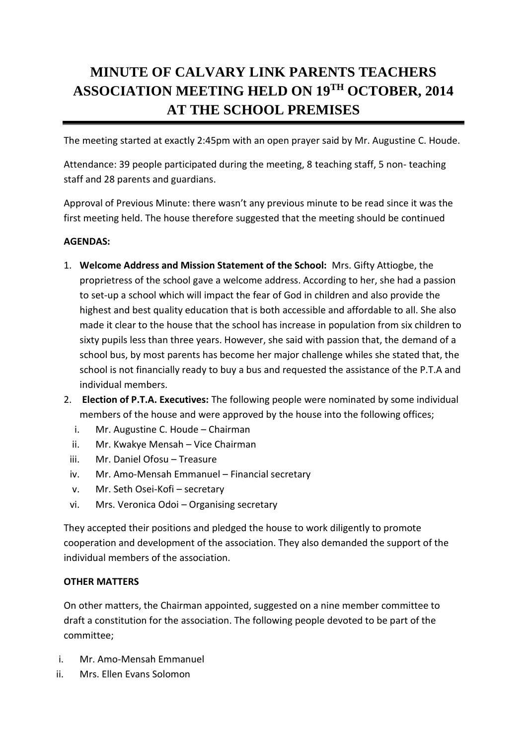# MINUTE OF CALVARY LINK PARENTS TEACHERS ASSOCIATION MEETING HELD ON 19TH OCTOBER, 2014 AT THE SCHOOL PREMISES

The meeting started at exactly 2:45pm with an open prayer said by Mr. Augustine C. Houde.

Attendance: 39 people participated during the meeting, 8 teaching staff, 5 non- teaching staff and 28 parents and guardians.

Approval of Previous Minute: there wasn't any previous minute to be read since it was the first meeting held. The house therefore suggested that the meeting should be continued

**AGENDAS:**

1. **Welcome Address and Mission Statement of the School:** Mrs. Gifty Attiogbe, the proprietress of the school gave a welcome address. According to her, she had a passion to set-up a school which will impact the fear of God in children and also provide the highest and best quality education that is both accessible and affordable to all. She also made it clear to the house that the school has increase in population from six children to sixty pupils less than three years. However, she said with passion that, the demand of a school bus, by most parents has become her major challenge whiles she stated that, the school is not financially ready to buy a bus and requested the assistance of the P.T.A and individual members.
2. **Election of P.T.A. Executives:** The following people were nominated by some individual members of the house and were approved by the house into the following offices;
   i. Mr. Augustine C. Houde – Chairman
   ii. Mr. Kwakye Mensah – Vice Chairman
   iii. Mr. Daniel Ofosu – Treasure
   iv. Mr. Amo-Mensah Emmanuel – Financial secretary
   v. Mr. Seth Osei-Kofi – secretary
   vi. Mrs. Veronica Odoi – Organising secretary

They accepted their positions and pledged the house to work diligently to promote cooperation and development of the association. They also demanded the support of the individual members of the association.

**OTHER MATTERS**

On other matters, the Chairman appointed, suggested on a nine member committee to draft a constitution for the association. The following people devoted to be part of the committee;

i. Mr. Amo-Mensah Emmanuel
ii. Mrs. Ellen Evans Solomon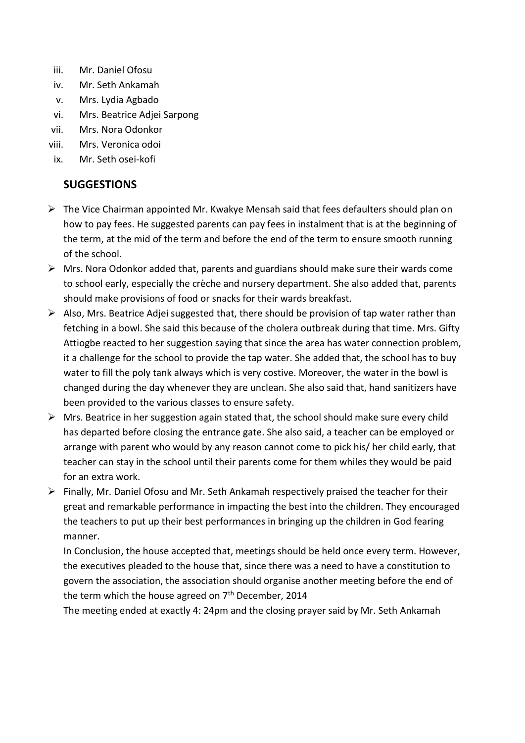iii. Mr. Daniel Ofosu
iv. Mr. Seth Ankamah
v. Mrs. Lydia Agbado
vi. Mrs. Beatrice Adjei Sarpong
vii. Mrs. Nora Odonkor
viii. Mrs. Veronica odoi
ix. Mr. Seth osei-kofi

## SUGGESTIONS

- The Vice Chairman appointed Mr. Kwakye Mensah said that fees defaulters should plan on how to pay fees. He suggested parents can pay fees in instalment that is at the beginning of the term, at the mid of the term and before the end of the term to ensure smooth running of the school.
- Mrs. Nora Odonkor added that, parents and guardians should make sure their wards come to school early, especially the crèche and nursery department. She also added that, parents should make provisions of food or snacks for their wards breakfast.
- Also, Mrs. Beatrice Adjei suggested that, there should be provision of tap water rather than fetching in a bowl. She said this because of the cholera outbreak during that time. Mrs. Gifty Attiogbe reacted to her suggestion saying that since the area has water connection problem, it a challenge for the school to provide the tap water. She added that, the school has to buy water to fill the poly tank always which is very costive. Moreover, the water in the bowl is changed during the day whenever they are unclean. She also said that, hand sanitizers have been provided to the various classes to ensure safety.
- Mrs. Beatrice in her suggestion again stated that, the school should make sure every child has departed before closing the entrance gate. She also said, a teacher can be employed or arrange with parent who would by any reason cannot come to pick his/ her child early, that teacher can stay in the school until their parents come for them whiles they would be paid for an extra work.
- Finally, Mr. Daniel Ofosu and Mr. Seth Ankamah respectively praised the teacher for their great and remarkable performance in impacting the best into the children. They encouraged the teachers to put up their best performances in bringing up the children in God fearing manner.

  In Conclusion, the house accepted that, meetings should be held once every term. However, the executives pleaded to the house that, since there was a need to have a constitution to govern the association, the association should organise another meeting before the end of the term which the house agreed on 7th December, 2014

  The meeting ended at exactly 4: 24pm and the closing prayer said by Mr. Seth Ankamah